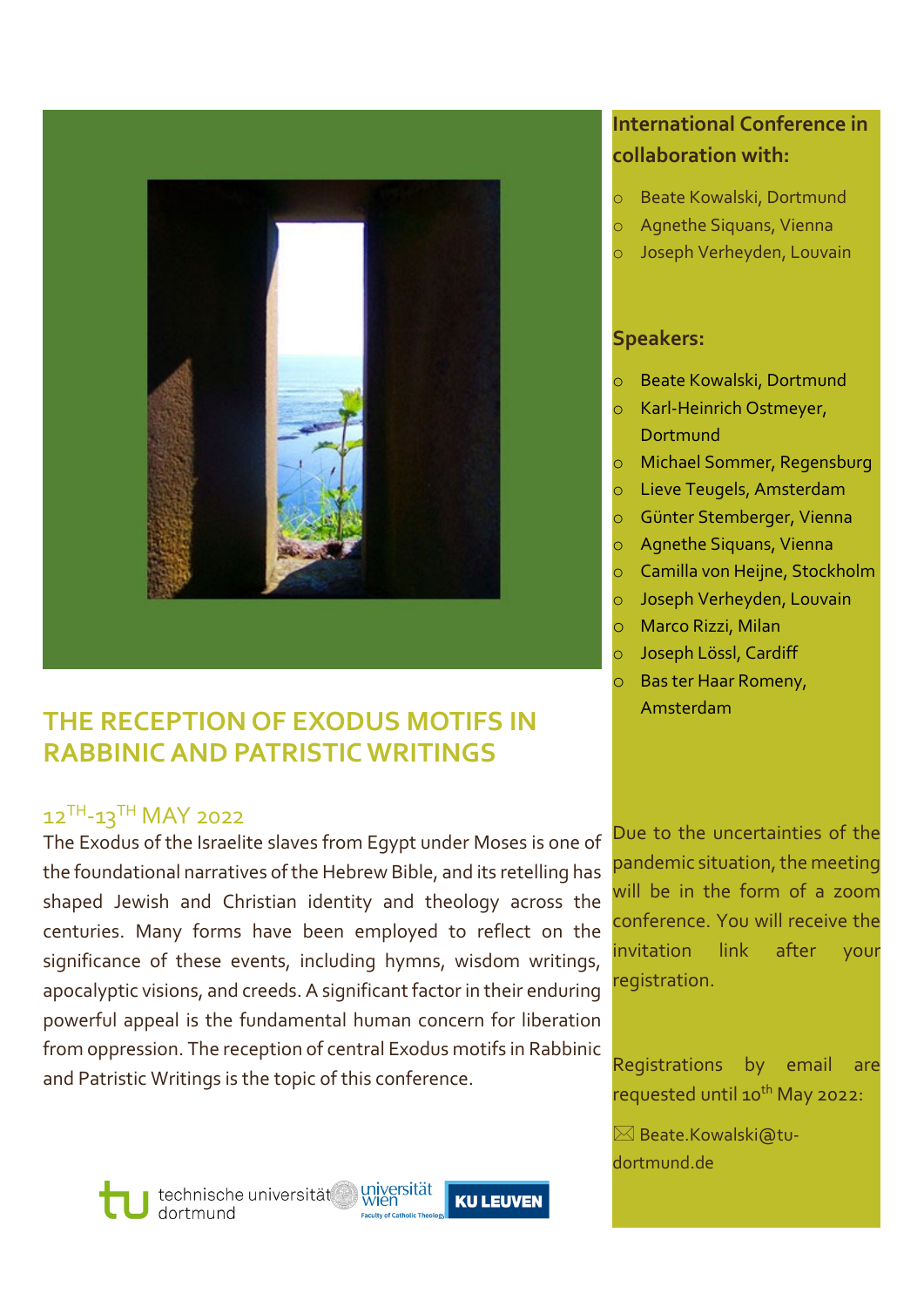# THE RECEPTION OF EXODUS MOTIFS IN RABBINIC AND PATRISTIC WRITINGS

## 12TH-13TH MAY 2022

The Exodus of the Israelite slaves from Egypt under Moses is one of the foundational narratives of the Hebrew Bible, and its retelling has shaped Jewish and Christian identity and theology across the centuries. Many forms have been employed to reflect on the significance of these events, including hymns, wisdom writings, apocalyptic visions, and creeds. A significant factor in their enduring powerful appeal is the fundamental human concern for liberation from oppression. The reception of central Exodus motifs in Rabbinic and Patristic Writings is the topic of this conference.

technische universität dortmund | universität wien Faculty of Catholic Theology | KU LEUVEN

**International Conference in collaboration with:**

- Beate Kowalski, Dortmund
- Agnethe Siquans, Vienna
- Joseph Verheyden, Louvain

**Speakers:**

- Beate Kowalski, Dortmund
- Karl-Heinrich Ostmeyer, Dortmund
- Michael Sommer, Regensburg
- Lieve Teugels, Amsterdam
- Günter Stemberger, Vienna
- Agnethe Siquans, Vienna
- Camilla von Heijne, Stockholm
- Joseph Verheyden, Louvain
- Marco Rizzi, Milan
- Joseph Lössl, Cardiff
- Bas ter Haar Romeny, Amsterdam

Due to the uncertainties of the pandemic situation, the meeting will be in the form of a zoom conference. You will receive the invitation link after your registration.

Registrations by email are requested until 10th May 2022:

✉ Beate.Kowalski@tu-dortmund.de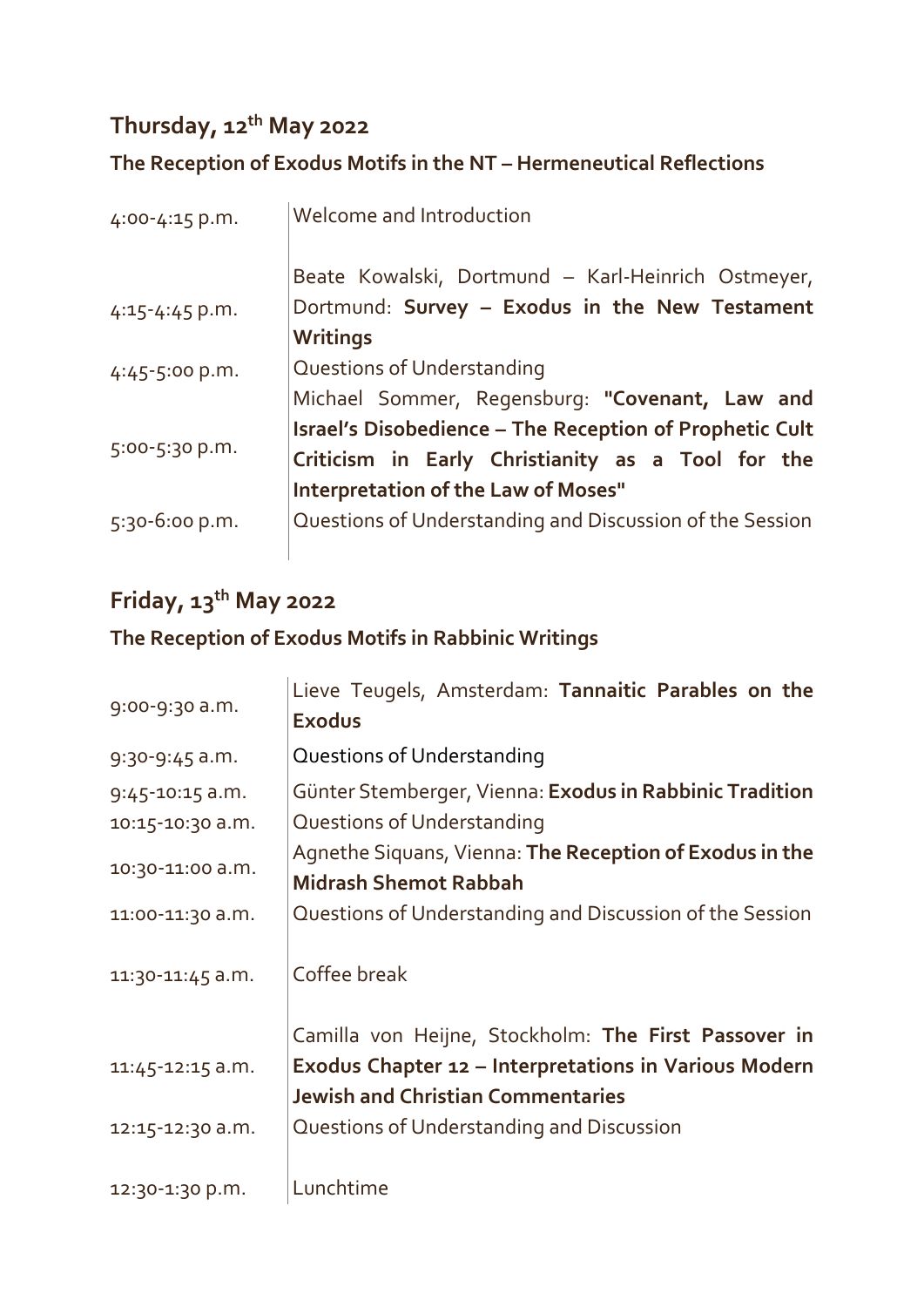## Thursday, 12th May 2022

### The Reception of Exodus Motifs in the NT – Hermeneutical Reflections

| | |
|---|---|
| 4:00-4:15 p.m. | Welcome and Introduction |
| 4:15-4:45 p.m. | Beate Kowalski, Dortmund – Karl-Heinrich Ostmeyer, Dortmund: **Survey – Exodus in the New Testament Writings** |
| 4:45-5:00 p.m. | Questions of Understanding |
| 5:00-5:30 p.m. | Michael Sommer, Regensburg: **"Covenant, Law and Israel's Disobedience – The Reception of Prophetic Cult Criticism in Early Christianity as a Tool for the Interpretation of the Law of Moses"** |
| 5:30-6:00 p.m. | Questions of Understanding and Discussion of the Session |

## Friday, 13th May 2022

### The Reception of Exodus Motifs in Rabbinic Writings

| | |
|---|---|
| 9:00-9:30 a.m. | Lieve Teugels, Amsterdam: **Tannaitic Parables on the Exodus** |
| 9:30-9:45 a.m. | Questions of Understanding |
| 9:45-10:15 a.m. | Günter Stemberger, Vienna: **Exodus in Rabbinic Tradition** |
| 10:15-10:30 a.m. | Questions of Understanding |
| 10:30-11:00 a.m. | Agnethe Siquans, Vienna: **The Reception of Exodus in the Midrash Shemot Rabbah** |
| 11:00-11:30 a.m. | Questions of Understanding and Discussion of the Session |
| 11:30-11:45 a.m. | Coffee break |
| 11:45-12:15 a.m. | Camilla von Heijne, Stockholm: **The First Passover in Exodus Chapter 12 – Interpretations in Various Modern Jewish and Christian Commentaries** |
| 12:15-12:30 a.m. | Questions of Understanding and Discussion |
| 12:30-1:30 p.m. | Lunchtime |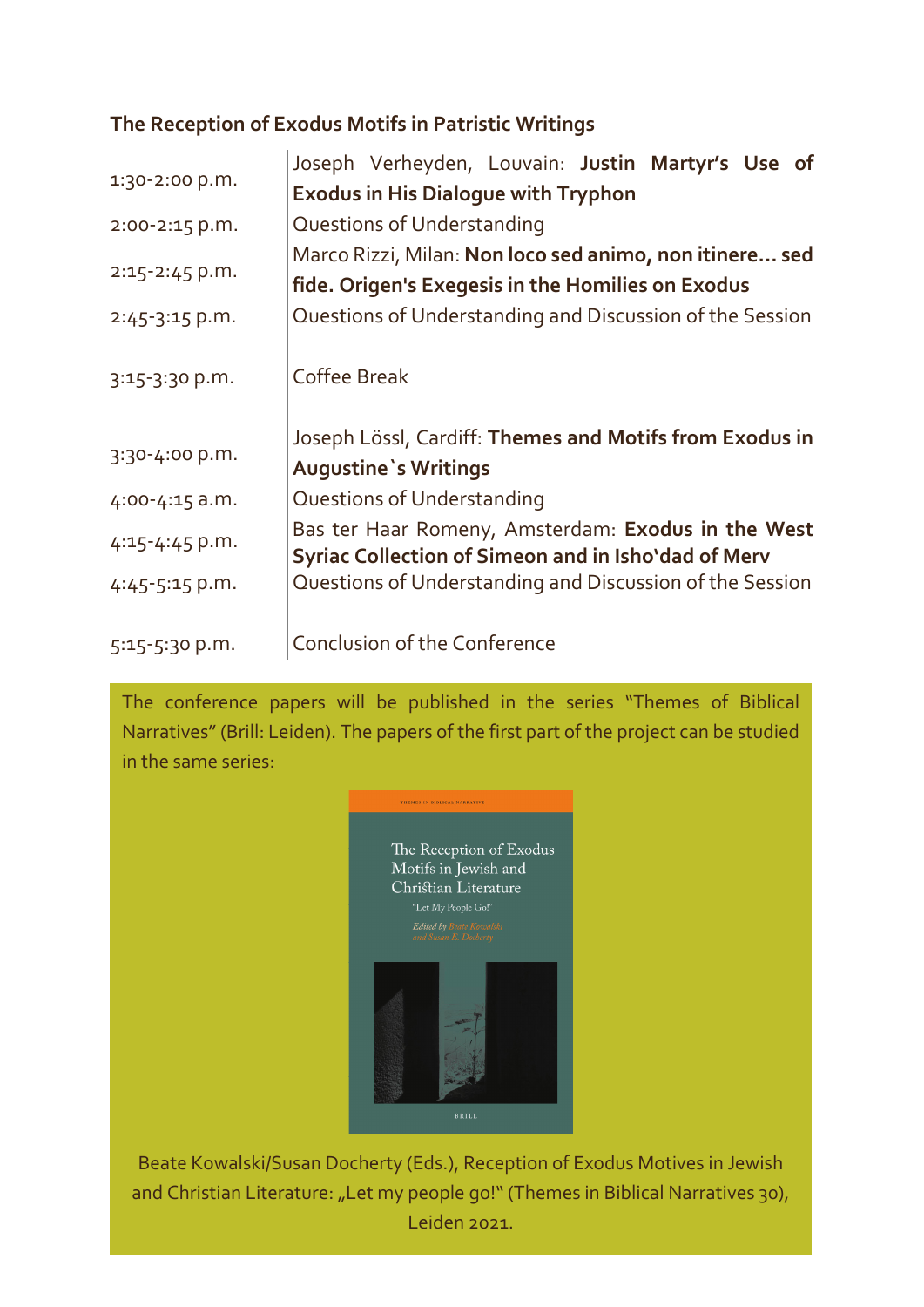## The Reception of Exodus Motifs in Patristic Writings

| | |
|---|---|
| 1:30-2:00 p.m. | Joseph Verheyden, Louvain: **Justin Martyr's Use of Exodus in His Dialogue with Tryphon** |
| 2:00-2:15 p.m. | Questions of Understanding |
| 2:15-2:45 p.m. | Marco Rizzi, Milan: **Non loco sed animo, non itinere… sed fide. Origen's Exegesis in the Homilies on Exodus** |
| 2:45-3:15 p.m. | Questions of Understanding and Discussion of the Session |
| 3:15-3:30 p.m. | Coffee Break |
| 3:30-4:00 p.m. | Joseph Lössl, Cardiff: **Themes and Motifs from Exodus in Augustine`s Writings** |
| 4:00-4:15 a.m. | Questions of Understanding |
| 4:15-4:45 p.m. | Bas ter Haar Romeny, Amsterdam: **Exodus in the West Syriac Collection of Simeon and in Isho'dad of Merv** |
| 4:45-5:15 p.m. | Questions of Understanding and Discussion of the Session |
| 5:15-5:30 p.m. | Conclusion of the Conference |

The conference papers will be published in the series "Themes of Biblical Narratives" (Brill: Leiden). The papers of the first part of the project can be studied in the same series:

Beate Kowalski/Susan Docherty (Eds.), Reception of Exodus Motives in Jewish and Christian Literature: „Let my people go!" (Themes in Biblical Narratives 30), Leiden 2021.